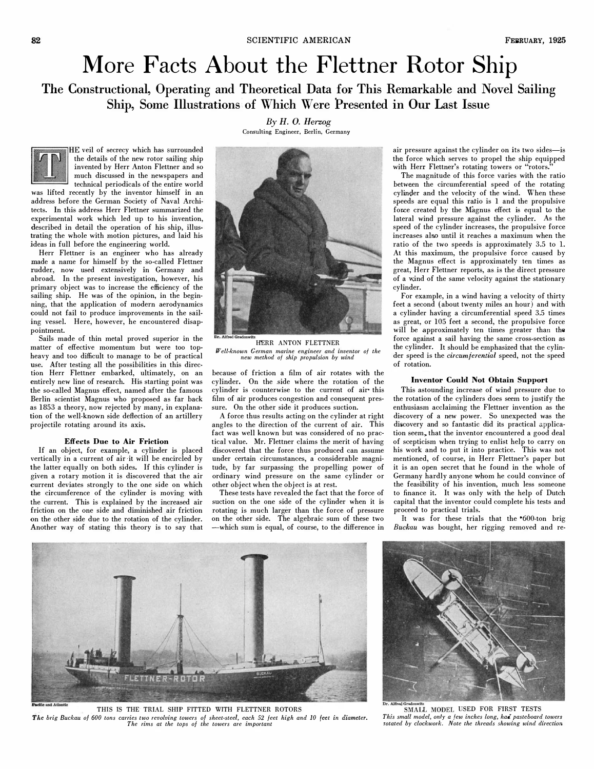# More Facts About the Flettner Rotor Ship

## The Constructional, Operating and Theoretical Data for This Remarkable and Novel Sailing Ship, Some Illustrations of Which Were Presented in Our Last Issue

*By H. O. Herzog*

Consulting Engineer, Berlin, Germany

THE veil of secrecy which has surrounded the details of the new rotor sailing ship invented by Herr Anton Flettner and so much discussed in the newspapers and technical periodicals of the entire world was lifted recently by the inventor himself in an address before the German Society of Naval Architects. In this address Herr Flettner summarized the experimental work which led up to his invention, described in detail the operation of his ship, illustrating the whole with motion pictures, and laid his ideas in full before the engineering world.

Herr Flettner is an engineer who has already made a name for himself by the so-called Flettner rudder, now used extensively in Germany and abroad. In the present investigation, however, his primary object was to increase the efficiency of the sailing ship. He was of the opinion, in the beginning, that the application of modern aerodynamics could not fail to produce improvements in the sailing vessel. Here, however, he encountered disappointment.

Sails made of thin metal proved superior in the matter of effective momentum but were too top-heavy and too difficult to manage to be of practical use. After testing all the possibilities in this direction Herr Flettner embarked, ultimately, on an entirely new line of research. His starting point was the so-called Magnus effect, named after the famous Berlin scientist Magnus who proposed as far back as 1853 a theory, now rejected by many, in explanation of the well-known side deflection of an artillery projectile rotating around its axis.

### Effects Due to Air Friction

If an object, for example, a cylinder is placed vertically in a current of air it will be encircled by the latter equally on both sides. If this cylinder is given a rotary motion it is discovered that the air current deviates strongly to the one side on which the circumference of the cylinder is moving with the current. This is explained by the increased air friction on the one side and diminished air friction on the other side due to the rotation of the cylinder. Another way of stating this theory is to say that because of friction a film of air rotates with the cylinder. On the side where the rotation of the cylinder is counterwise to the current of air this film of air produces congestion and consequent pressure. On the other side it produces suction.

HERR ANTON FLETTNER

*Well-known German marine engineer and inventor of the new method of ship propulsion by wind*

A force thus results acting on the cylinder at right angles to the direction of the current of air. This fact was well known but was considered of no practical value. Mr. Flettner claims the merit of having discovered that the force thus produced can assume under certain circumstances, a considerable magnitude, by far surpassing the propelling power of ordinary wind pressure on the same cylinder or other object when the object is at rest.

These tests have revealed the fact that the force of suction on the one side of the cylinder when it is rotating is much larger than the force of pressure on the other side. The algebraic sum of these two —which sum is equal, of course, to the difference in air pressure against the cylinder on its two sides—is the force which serves to propel the ship equipped with Herr Flettner's rotating towers or "rotors."

The magnitude of this force varies with the ratio between the circumferential speed of the rotating cylinder and the velocity of the wind. When these speeds are equal this ratio is 1 and the propulsive force created by the Magnus effect is equal to the lateral wind pressure against the cylinder. As the speed of the cylinder increases, the propulsive force increases also until it reaches a maximum when the ratio of the two speeds is approximately 3.5 to 1. At this maximum, the propulsive force caused by the Magnus effect is approximately ten times as great, Herr Flettner reports, as is the direct pressure of a wind of the same velocity against the stationary cylinder.

For example, in a wind having a velocity of thirty feet a second (about twenty miles an hour) and with a cylinder having a circumferential speed 3.5 times as great, or 105 feet a second, the propulsive force will be approximately ten times greater than the force against a sail having the same cross-section as the cylinder. It should be emphasized that the cylinder speed is the *circumferential* speed, not the speed of rotation.

### Inventor Could Not Obtain Support

This astounding increase of wind pressure due to the rotation of the cylinders does seem to justify the enthusiasm acclaiming the Flettner invention as the discovery of a new power. So unexpected was the discovery and so fantastic did its practical application seem, that the inventor encountered a good deal of scepticism when trying to enlist help to carry on his work and to put it into practice. This was not mentioned, of course, in Herr Flettner's paper but it is an open secret that he found in the whole of Germany hardly anyone whom he could convince of the feasibility of his invention, much less someone to finance it. It was only with the help of Dutch capital that the inventor could complete his tests and proceed to practical trials.

It was for these trials that the 600-ton brig *Buckau* was bought, her rigging removed and re-

THIS IS THE TRIAL SHIP FITTED WITH FLETTNER ROTORS

*The brig Buckau of 600 tons carries two revolving towers of sheet-steel, each 52 feet high and 10 feet in diameter. The rims at the tops of the towers are important*

SMALL MODEL USED FOR FIRST TESTS

*This small model, only a few inches long, had pasteboard towers rotated by clockwork. Note the threads showing wind direction*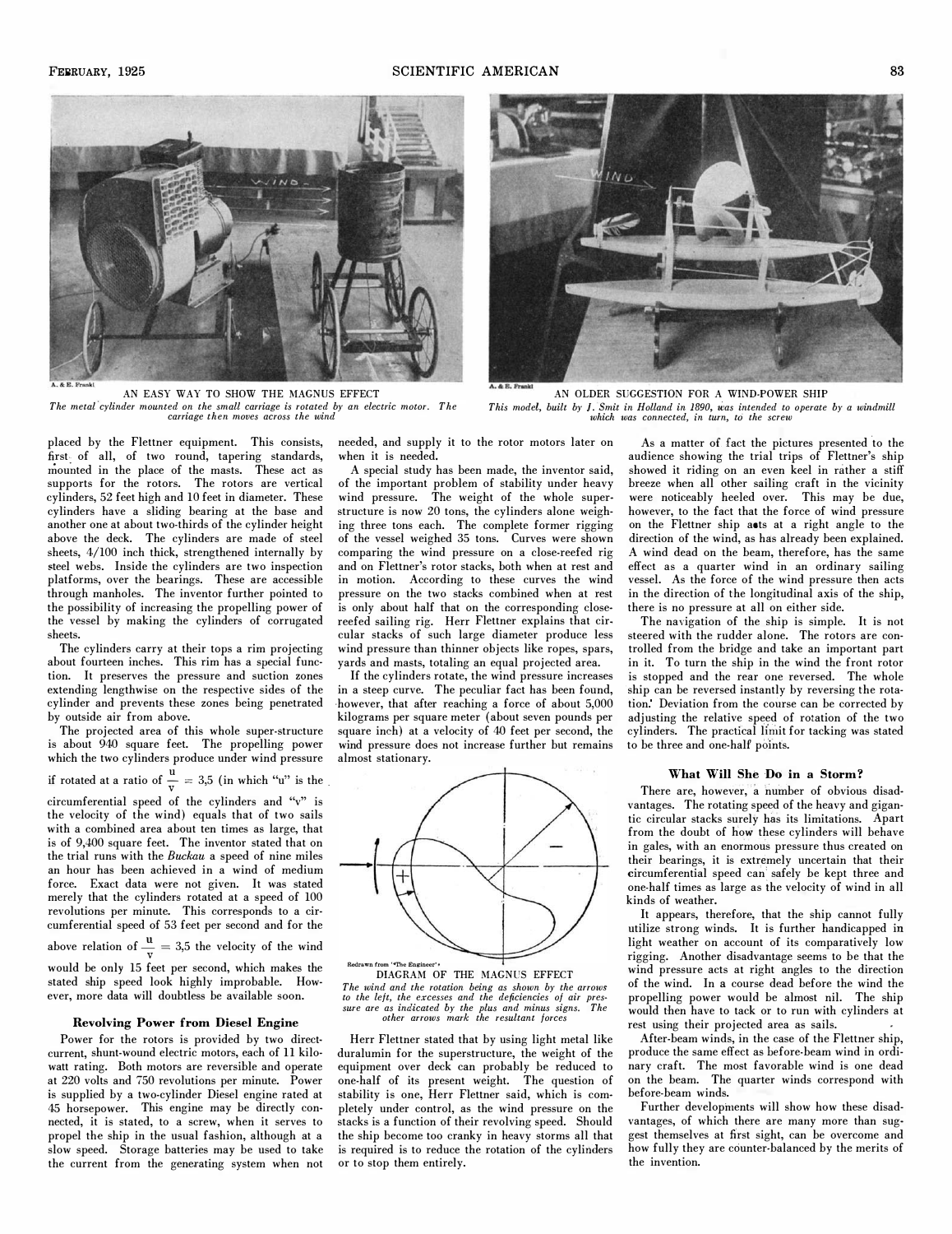AN EASY WAY TO SHOW THE MAGNUS EFFECT

*The metal cylinder mounted on the small carriage is rotated by an electric motor. The carriage then moves across the wind*

AN OLDER SUGGESTION FOR A WIND-POWER SHIP

*This model, built by J. Smit in Holland in 1890, was intended to operate by a windmill which was connected, in turn, to the screw*

placed by the Flettner equipment. This consists, first of all, of two round, tapering standards, mounted in the place of the masts. These act as supports for the rotors. The rotors are vertical cylinders, 52 feet high and 10 feet in diameter. These cylinders have a sliding bearing at the base and another one at about two-thirds of the cylinder height above the deck. The cylinders are made of steel sheets, 4/100 inch thick, strengthened internally by steel webs. Inside the cylinders are two inspection platforms, over the bearings. These are accessible through manholes. The inventor further pointed to the possibility of increasing the propelling power of the vessel by making the cylinders of corrugated sheets.

The cylinders carry at their tops a rim projecting about fourteen inches. This rim has a special function. It preserves the pressure and suction zones extending lengthwise on the respective sides of the cylinder and prevents these zones being penetrated by outside air from above.

The projected area of this whole super-structure is about 940 square feet. The propelling power which the two cylinders produce under wind pressure if rotated at a ratio of $\frac{u}{v} = 3{,}5$ (in which "u" is the circumferential speed of the cylinders and "v" is the velocity of the wind) equals that of two sails with a combined area about ten times as large, that is of 9,400 square feet. The inventor stated that on the trial runs with the *Buckau* a speed of nine miles an hour has been achieved in a wind of medium force. Exact data were not given. It was stated merely that the cylinders rotated at a speed of 100 revolutions per minute. This corresponds to a circumferential speed of 53 feet per second and for the above relation of $\frac{u}{v} = 3{,}5$ the velocity of the wind would be only 15 feet per second, which makes the stated ship speed look highly improbable. However, more data will doubtless be available soon.

### Revolving Power from Diesel Engine

Power for the rotors is provided by two direct-current, shunt-wound electric motors, each of 11 kilowatt rating. Both motors are reversible and operate at 220 volts and 750 revolutions per minute. Power is supplied by a two-cylinder Diesel engine rated at 45 horsepower. This engine may be directly connected, it is stated, to a screw, when it serves to propel the ship in the usual fashion, although at a slow speed. Storage batteries may be used to take the current from the generating system when not needed, and supply it to the rotor motors later on when it is needed.

A special study has been made, the inventor said, of the important problem of stability under heavy wind pressure. The weight of the whole superstructure is now 20 tons, the cylinders alone weighing three tons each. The complete former rigging of the vessel weighed 35 tons. Curves were shown comparing the wind pressure on a close-reefed rig and on Flettner's rotor stacks, both when at rest and in motion. According to these curves the wind pressure on the two stacks combined when at rest is only about half that on the corresponding close-reefed sailing rig. Herr Flettner explains that circular stacks of such large diameter produce less wind pressure than thinner objects like ropes, spars, yards and masts, totaling an equal projected area.

If the cylinders rotate, the wind pressure increases in a steep curve. The peculiar fact has been found, however, that after reaching a force of about 5,000 kilograms per square meter (about seven pounds per square inch) at a velocity of 40 feet per second, the wind pressure does not increase further but remains almost stationary.

Redrawn from "The Engineer"

DIAGRAM OF THE MAGNUS EFFECT

*The wind and the rotation being as shown by the arrows to the left, the excesses and the deficiencies of air pressure are as indicated by the plus and minus signs. The other arrows mark the resultant forces*

Herr Flettner stated that by using light metal like duralumin for the superstructure, the weight of the equipment over deck can probably be reduced to one-half of its present weight. The question of stability is one, Herr Flettner said, which is completely under control, as the wind pressure on the stacks is a function of their revolving speed. Should the ship become too cranky in heavy storms all that is required is to reduce the rotation of the cylinders or to stop them entirely.

As a matter of fact the pictures presented to the audience showing the trial trips of Flettner's ship showed it riding on an even keel in rather a stiff breeze when all other sailing craft in the vicinity were noticeably heeled over. This may be due, however, to the fact that the force of wind pressure on the Flettner ship acts at a right angle to the direction of the wind, as has already been explained. A wind dead on the beam, therefore, has the same effect as a quarter wind in an ordinary sailing vessel. As the force of the wind pressure then acts in the direction of the longitudinal axis of the ship, there is no pressure at all on either side.

The navigation of the ship is simple. It is not steered with the rudder alone. The rotors are controlled from the bridge and take an important part in it. To turn the ship in the wind the front rotor is stopped and the rear one reversed. The whole ship can be reversed instantly by reversing the rotation. Deviation from the course can be corrected by adjusting the relative speed of rotation of the two cylinders. The practical limit for tacking was stated to be three and one-half points.

### What Will She Do in a Storm?

There are, however, a number of obvious disadvantages. The rotating speed of the heavy and gigantic circular stacks surely has its limitations. Apart from the doubt of how these cylinders will behave in gales, with an enormous pressure thus created on their bearings, it is extremely uncertain that their circumferential speed can safely be kept three and one-half times as large as the velocity of wind in all kinds of weather.

It appears, therefore, that the ship cannot fully utilize strong winds. It is further handicapped in light weather on account of its comparatively low rigging. Another disadvantage seems to be that the wind pressure acts at right angles to the direction of the wind. In a course dead before the wind the propelling power would be almost nil. The ship would then have to tack or to run with cylinders at rest using their projected area as sails.

After-beam winds, in the case of the Flettner ship, produce the same effect as before-beam wind in ordinary craft. The most favorable wind is one dead on the beam. The quarter winds correspond with before-beam winds.

Further developments will show how these disadvantages, of which there are many more than suggest themselves at first sight, can be overcome and how fully they are counter-balanced by the merits of the invention.